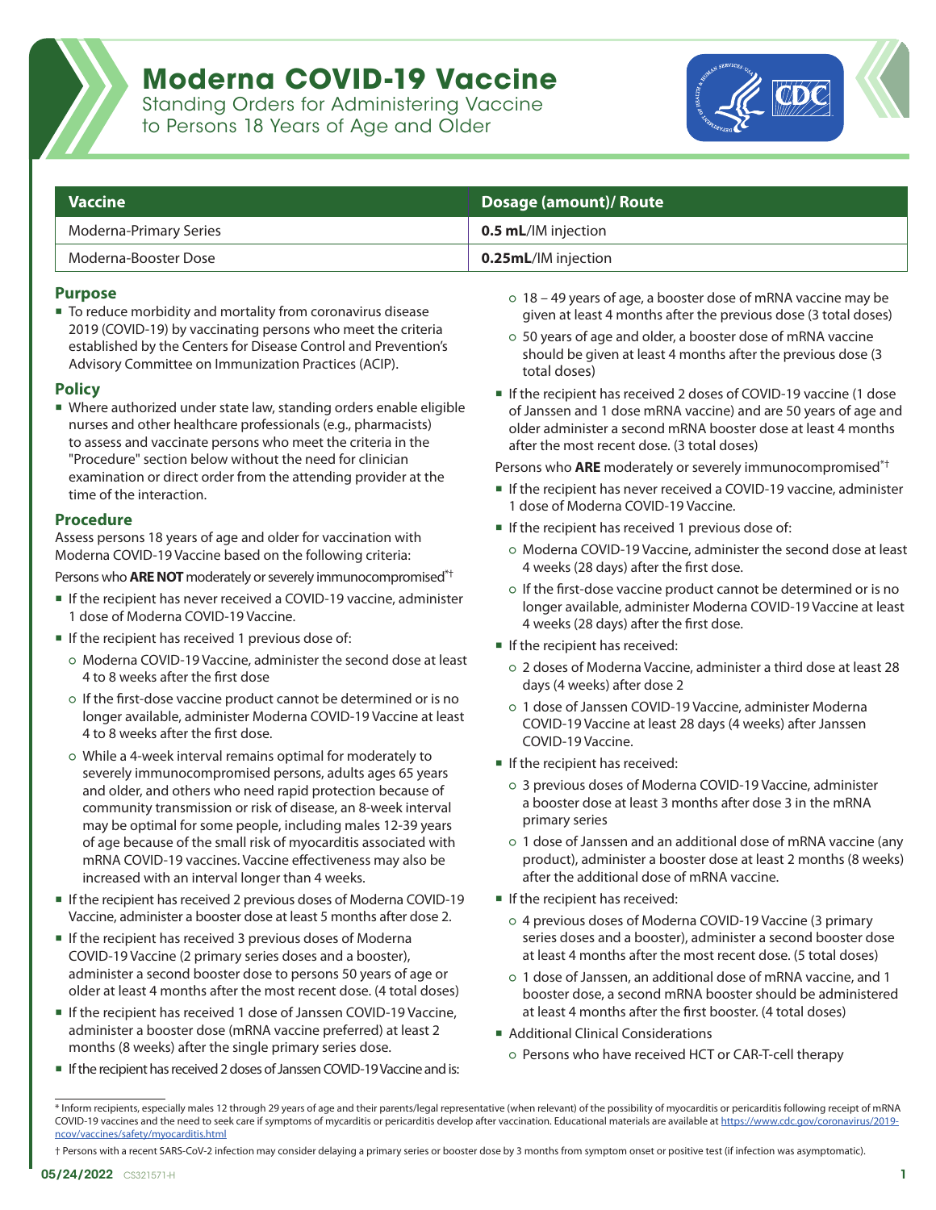# Moderna COVID-19 Vaccine

Standing Orders for Administering Vaccine to Persons 18 Years of Age and Older

| Vaccine | Dosage (amount)/ Route |
|---|---|
| Moderna-Primary Series | **0.5 mL**/IM injection |
| Moderna-Booster Dose | **0.25mL**/IM injection |

## Purpose

- To reduce morbidity and mortality from coronavirus disease 2019 (COVID-19) by vaccinating persons who meet the criteria established by the Centers for Disease Control and Prevention's Advisory Committee on Immunization Practices (ACIP).

## Policy

- Where authorized under state law, standing orders enable eligible nurses and other healthcare professionals (e.g., pharmacists) to assess and vaccinate persons who meet the criteria in the "Procedure" section below without the need for clinician examination or direct order from the attending provider at the time of the interaction.

## Procedure

Assess persons 18 years of age and older for vaccination with Moderna COVID-19 Vaccine based on the following criteria:

Persons who **ARE NOT** moderately or severely immunocompromised*†

- If the recipient has never received a COVID-19 vaccine, administer 1 dose of Moderna COVID-19 Vaccine.
- If the recipient has received 1 previous dose of:
  - Moderna COVID-19 Vaccine, administer the second dose at least 4 to 8 weeks after the first dose
  - If the first-dose vaccine product cannot be determined or is no longer available, administer Moderna COVID-19 Vaccine at least 4 to 8 weeks after the first dose.
  - While a 4-week interval remains optimal for moderately to severely immunocompromised persons, adults ages 65 years and older, and others who need rapid protection because of community transmission or risk of disease, an 8-week interval may be optimal for some people, including males 12-39 years of age because of the small risk of myocarditis associated with mRNA COVID-19 vaccines. Vaccine effectiveness may also be increased with an interval longer than 4 weeks.
- If the recipient has received 2 previous doses of Moderna COVID-19 Vaccine, administer a booster dose at least 5 months after dose 2.
- If the recipient has received 3 previous doses of Moderna COVID-19 Vaccine (2 primary series doses and a booster), administer a second booster dose to persons 50 years of age or older at least 4 months after the most recent dose. (4 total doses)
- If the recipient has received 1 dose of Janssen COVID-19 Vaccine, administer a booster dose (mRNA vaccine preferred) at least 2 months (8 weeks) after the single primary series dose.
- If the recipient has received 2 doses of Janssen COVID-19 Vaccine and is:
  - 18 – 49 years of age, a booster dose of mRNA vaccine may be given at least 4 months after the previous dose (3 total doses)
  - 50 years of age and older, a booster dose of mRNA vaccine should be given at least 4 months after the previous dose (3 total doses)
- If the recipient has received 2 doses of COVID-19 vaccine (1 dose of Janssen and 1 dose mRNA vaccine) and are 50 years of age and older administer a second mRNA booster dose at least 4 months after the most recent dose. (3 total doses)

Persons who **ARE** moderately or severely immunocompromised*†

- If the recipient has never received a COVID-19 vaccine, administer 1 dose of Moderna COVID-19 Vaccine.
- If the recipient has received 1 previous dose of:
  - Moderna COVID-19 Vaccine, administer the second dose at least 4 weeks (28 days) after the first dose.
  - If the first-dose vaccine product cannot be determined or is no longer available, administer Moderna COVID-19 Vaccine at least 4 weeks (28 days) after the first dose.
- If the recipient has received:
  - 2 doses of Moderna Vaccine, administer a third dose at least 28 days (4 weeks) after dose 2
  - 1 dose of Janssen COVID-19 Vaccine, administer Moderna COVID-19 Vaccine at least 28 days (4 weeks) after Janssen COVID-19 Vaccine.
- If the recipient has received:
  - 3 previous doses of Moderna COVID-19 Vaccine, administer a booster dose at least 3 months after dose 3 in the mRNA primary series
  - 1 dose of Janssen and an additional dose of mRNA vaccine (any product), administer a booster dose at least 2 months (8 weeks) after the additional dose of mRNA vaccine.
- If the recipient has received:
  - 4 previous doses of Moderna COVID-19 Vaccine (3 primary series doses and a booster), administer a second booster dose at least 4 months after the most recent dose. (5 total doses)
  - 1 dose of Janssen, an additional dose of mRNA vaccine, and 1 booster dose, a second mRNA booster should be administered at least 4 months after the first booster. (4 total doses)
- Additional Clinical Considerations
  - Persons who have received HCT or CAR-T-cell therapy

\* Inform recipients, especially males 12 through 29 years of age and their parents/legal representative (when relevant) of the possibility of myocarditis or pericarditis following receipt of mRNA COVID-19 vaccines and the need to seek care if symptoms of mycarditis or pericarditis develop after vaccination. Educational materials are available at https://www.cdc.gov/coronavirus/2019-ncov/vaccines/safety/myocarditis.html

† Persons with a recent SARS-CoV-2 infection may consider delaying a primary series or booster dose by 3 months from symptom onset or positive test (if infection was asymptomatic).

05/24/2022 CS321571-H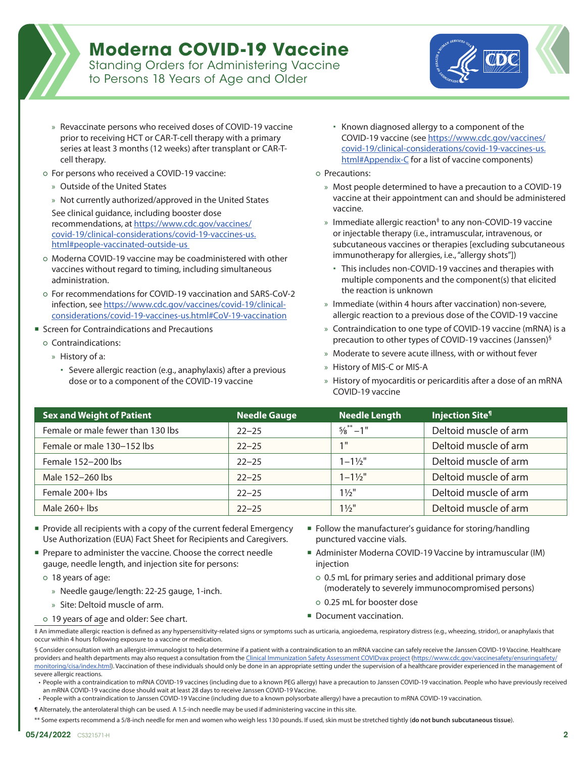# Moderna COVID-19 Vaccine

Standing Orders for Administering Vaccine to Persons 18 Years of Age and Older

- » Revaccinate persons who received doses of COVID-19 vaccine prior to receiving HCT or CAR-T-cell therapy with a primary series at least 3 months (12 weeks) after transplant or CAR-T-cell therapy.
- For persons who received a COVID-19 vaccine:
  - » Outside of the United States
  - » Not currently authorized/approved in the United States

  See clinical guidance, including booster dose recommendations, at [https://www.cdc.gov/vaccines/covid-19/clinical-considerations/covid-19-vaccines-us.html#people-vaccinated-outside-us](https://www.cdc.gov/vaccines/covid-19/clinical-considerations/covid-19-vaccines-us.html#people-vaccinated-outside-us)
- Moderna COVID-19 vaccine may be coadministered with other vaccines without regard to timing, including simultaneous administration.
- For recommendations for COVID-19 vaccination and SARS-CoV-2 infection, see [https://www.cdc.gov/vaccines/covid-19/clinical-considerations/covid-19-vaccines-us.html#CoV-19-vaccination](https://www.cdc.gov/vaccines/covid-19/clinical-considerations/covid-19-vaccines-us.html#CoV-19-vaccination)

- Screen for Contraindications and Precautions
  - Contraindications:
    - » History of a:
      - Severe allergic reaction (e.g., anaphylaxis) after a previous dose or to a component of the COVID-19 vaccine
      - Known diagnosed allergy to a component of the COVID-19 vaccine (see [https://www.cdc.gov/vaccines/covid-19/clinical-considerations/covid-19-vaccines-us.html#Appendix-C](https://www.cdc.gov/vaccines/covid-19/clinical-considerations/covid-19-vaccines-us.html#Appendix-C) for a list of vaccine components)
  - Precautions:
    - » Most people determined to have a precaution to a COVID-19 vaccine at their appointment can and should be administered vaccine.
    - » Immediate allergic reaction‡ to any non-COVID-19 vaccine or injectable therapy (i.e., intramuscular, intravenous, or subcutaneous vaccines or therapies [excluding subcutaneous immunotherapy for allergies, i.e., "allergy shots"])
      - This includes non-COVID-19 vaccines and therapies with multiple components and the component(s) that elicited the reaction is unknown
    - » Immediate (within 4 hours after vaccination) non-severe, allergic reaction to a previous dose of the COVID-19 vaccine
    - » Contraindication to one type of COVID-19 vaccine (mRNA) is a precaution to other types of COVID-19 vaccines (Janssen)§
    - » Moderate to severe acute illness, with or without fever
    - » History of MIS-C or MIS-A
    - » History of myocarditis or pericarditis after a dose of an mRNA COVID-19 vaccine

| Sex and Weight of Patient | Needle Gauge | Needle Length | Injection Site¶ |
|---|---|---|---|
| Female or male fewer than 130 lbs | 22–25 | ⅝**–1" | Deltoid muscle of arm |
| Female or male 130–152 lbs | 22–25 | 1" | Deltoid muscle of arm |
| Female 152–200 lbs | 22–25 | 1–1½" | Deltoid muscle of arm |
| Male 152–260 lbs | 22–25 | 1–1½" | Deltoid muscle of arm |
| Female 200+ lbs | 22–25 | 1½" | Deltoid muscle of arm |
| Male 260+ lbs | 22–25 | 1½" | Deltoid muscle of arm |

- Provide all recipients with a copy of the current federal Emergency Use Authorization (EUA) Fact Sheet for Recipients and Caregivers.
- Prepare to administer the vaccine. Choose the correct needle gauge, needle length, and injection site for persons:
  - 18 years of age:
    - » Needle gauge/length: 22-25 gauge, 1-inch.
    - » Site: Deltoid muscle of arm.
  - 19 years of age and older: See chart.
- Follow the manufacturer's guidance for storing/handling punctured vaccine vials.
- Administer Moderna COVID-19 Vaccine by intramuscular (IM) injection
  - 0.5 mL for primary series and additional primary dose (moderately to severely immunocompromised persons)
  - 0.25 mL for booster dose
- Document vaccination.

‡ An immediate allergic reaction is defined as any hypersensitivity-related signs or symptoms such as urticaria, angioedema, respiratory distress (e.g., wheezing, stridor), or anaphylaxis that occur within 4 hours following exposure to a vaccine or medication.

§ Consider consultation with an allergist-immunologist to help determine if a patient with a contraindication to an mRNA vaccine can safely receive the Janssen COVID-19 Vaccine. Healthcare providers and health departments may also request a consultation from the [Clinical Immunization Safety Assessment COVIDvax project](https://www.cdc.gov/vaccinesafety/ensuringsafety/monitoring/cisa/index.html) (https://www.cdc.gov/vaccinesafety/ensuringsafety/monitoring/cisa/index.html). Vaccination of these individuals should only be done in an appropriate setting under the supervision of a healthcare provider experienced in the management of severe allergic reactions.

- People with a contraindication to mRNA COVID-19 vaccines (including due to a known PEG allergy) have a precaution to Janssen COVID-19 vaccination. People who have previously received an mRNA COVID-19 vaccine dose should wait at least 28 days to receive Janssen COVID-19 Vaccine.
- People with a contraindication to Janssen COVID-19 Vaccine (including due to a known polysorbate allergy) have a precaution to mRNA COVID-19 vaccination.

¶ Alternately, the anterolateral thigh can be used. A 1.5-inch needle may be used if administering vaccine in this site.

** Some experts recommend a 5/8-inch needle for men and women who weigh less 130 pounds. If used, skin must be stretched tightly (**do not bunch subcutaneous tissue**).

**05/24/2022** CS321571-H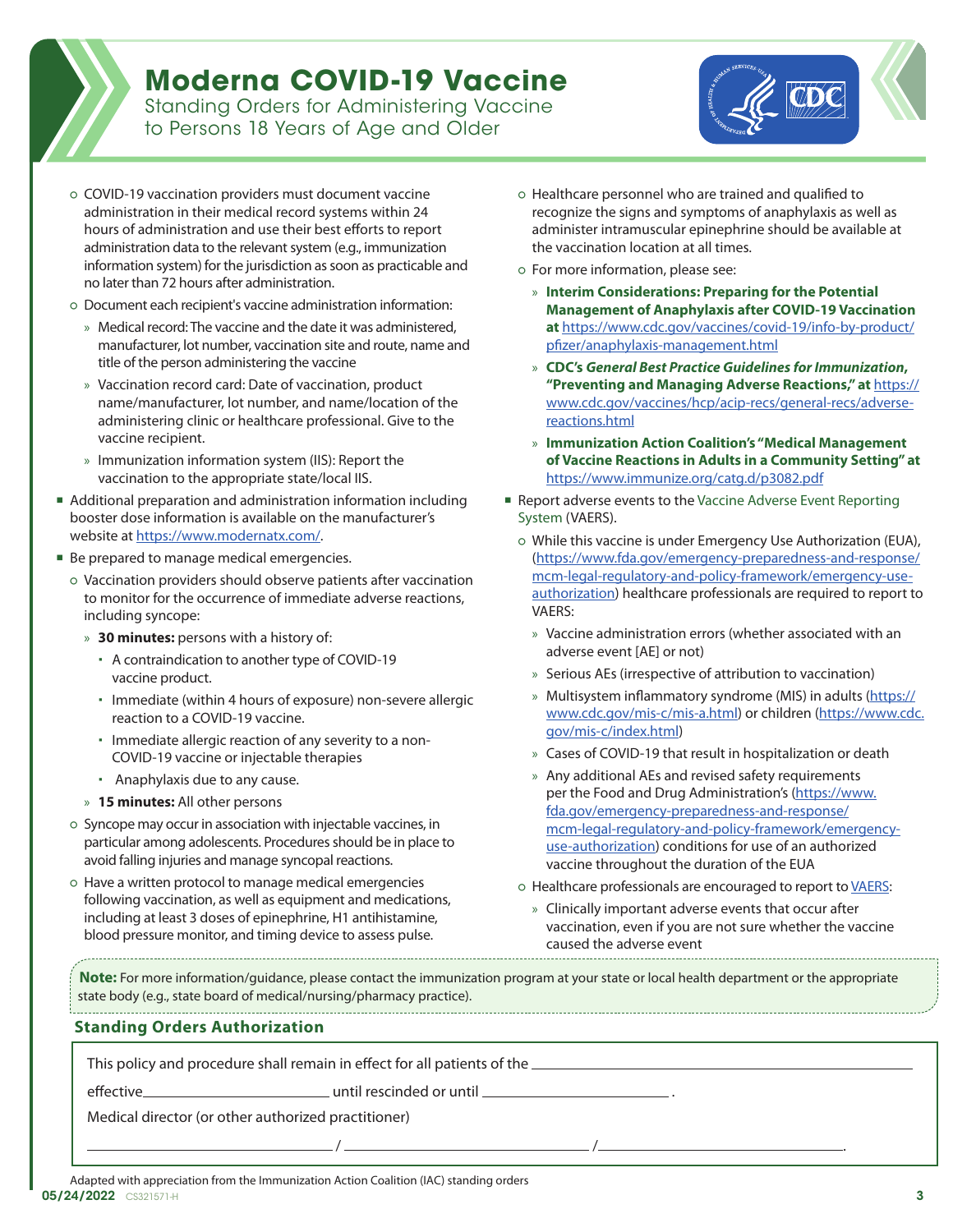# Moderna COVID-19 Vaccine

Standing Orders for Administering Vaccine to Persons 18 Years of Age and Older

- COVID-19 vaccination providers must document vaccine administration in their medical record systems within 24 hours of administration and use their best efforts to report administration data to the relevant system (e.g., immunization information system) for the jurisdiction as soon as practicable and no later than 72 hours after administration.
- Document each recipient's vaccine administration information:
  - Medical record: The vaccine and the date it was administered, manufacturer, lot number, vaccination site and route, name and title of the person administering the vaccine
  - Vaccination record card: Date of vaccination, product name/manufacturer, lot number, and name/location of the administering clinic or healthcare professional. Give to the vaccine recipient.
  - Immunization information system (IIS): Report the vaccination to the appropriate state/local IIS.

- Additional preparation and administration information including booster dose information is available on the manufacturer's website at https://www.modernatx.com/.
- Be prepared to manage medical emergencies.
  - Vaccination providers should observe patients after vaccination to monitor for the occurrence of immediate adverse reactions, including syncope:
    - **30 minutes:** persons with a history of:
      - A contraindication to another type of COVID-19 vaccine product.
      - Immediate (within 4 hours of exposure) non-severe allergic reaction to a COVID-19 vaccine.
      - Immediate allergic reaction of any severity to a non-COVID-19 vaccine or injectable therapies
      - Anaphylaxis due to any cause.
    - **15 minutes:** All other persons
  - Syncope may occur in association with injectable vaccines, in particular among adolescents. Procedures should be in place to avoid falling injuries and manage syncopal reactions.
  - Have a written protocol to manage medical emergencies following vaccination, as well as equipment and medications, including at least 3 doses of epinephrine, H1 antihistamine, blood pressure monitor, and timing device to assess pulse.
  - Healthcare personnel who are trained and qualified to recognize the signs and symptoms of anaphylaxis as well as administer intramuscular epinephrine should be available at the vaccination location at all times.
  - For more information, please see:
    - **Interim Considerations: Preparing for the Potential Management of Anaphylaxis after COVID-19 Vaccination at** https://www.cdc.gov/vaccines/covid-19/info-by-product/pfizer/anaphylaxis-management.html
    - **CDC's *General Best Practice Guidelines for Immunization*, "Preventing and Managing Adverse Reactions," at** https://www.cdc.gov/vaccines/hcp/acip-recs/general-recs/adverse-reactions.html
    - **Immunization Action Coalition's "Medical Management of Vaccine Reactions in Adults in a Community Setting" at** https://www.immunize.org/catg.d/p3082.pdf
- Report adverse events to the Vaccine Adverse Event Reporting System (VAERS).
  - While this vaccine is under Emergency Use Authorization (EUA), (https://www.fda.gov/emergency-preparedness-and-response/mcm-legal-regulatory-and-policy-framework/emergency-use-authorization) healthcare professionals are required to report to VAERS:
    - Vaccine administration errors (whether associated with an adverse event [AE] or not)
    - Serious AEs (irrespective of attribution to vaccination)
    - Multisystem inflammatory syndrome (MIS) in adults (https://www.cdc.gov/mis-c/mis-a.html) or children (https://www.cdc.gov/mis-c/index.html)
    - Cases of COVID-19 that result in hospitalization or death
    - Any additional AEs and revised safety requirements per the Food and Drug Administration's (https://www.fda.gov/emergency-preparedness-and-response/mcm-legal-regulatory-and-policy-framework/emergency-use-authorization) conditions for use of an authorized vaccine throughout the duration of the EUA
  - Healthcare professionals are encouraged to report to VAERS:
    - Clinically important adverse events that occur after vaccination, even if you are not sure whether the vaccine caused the adverse event

**Note:** For more information/guidance, please contact the immunization program at your state or local health department or the appropriate state body (e.g., state board of medical/nursing/pharmacy practice).

## Standing Orders Authorization

This policy and procedure shall remain in effect for all patients of the ______________________________

effective ____________________ until rescinded or until ____________________ .

Medical director (or other authorized practitioner)

________________________ / ________________________ / ________________________.

Adapted with appreciation from the Immunization Action Coalition (IAC) standing orders

05/24/2022 CS321571-H